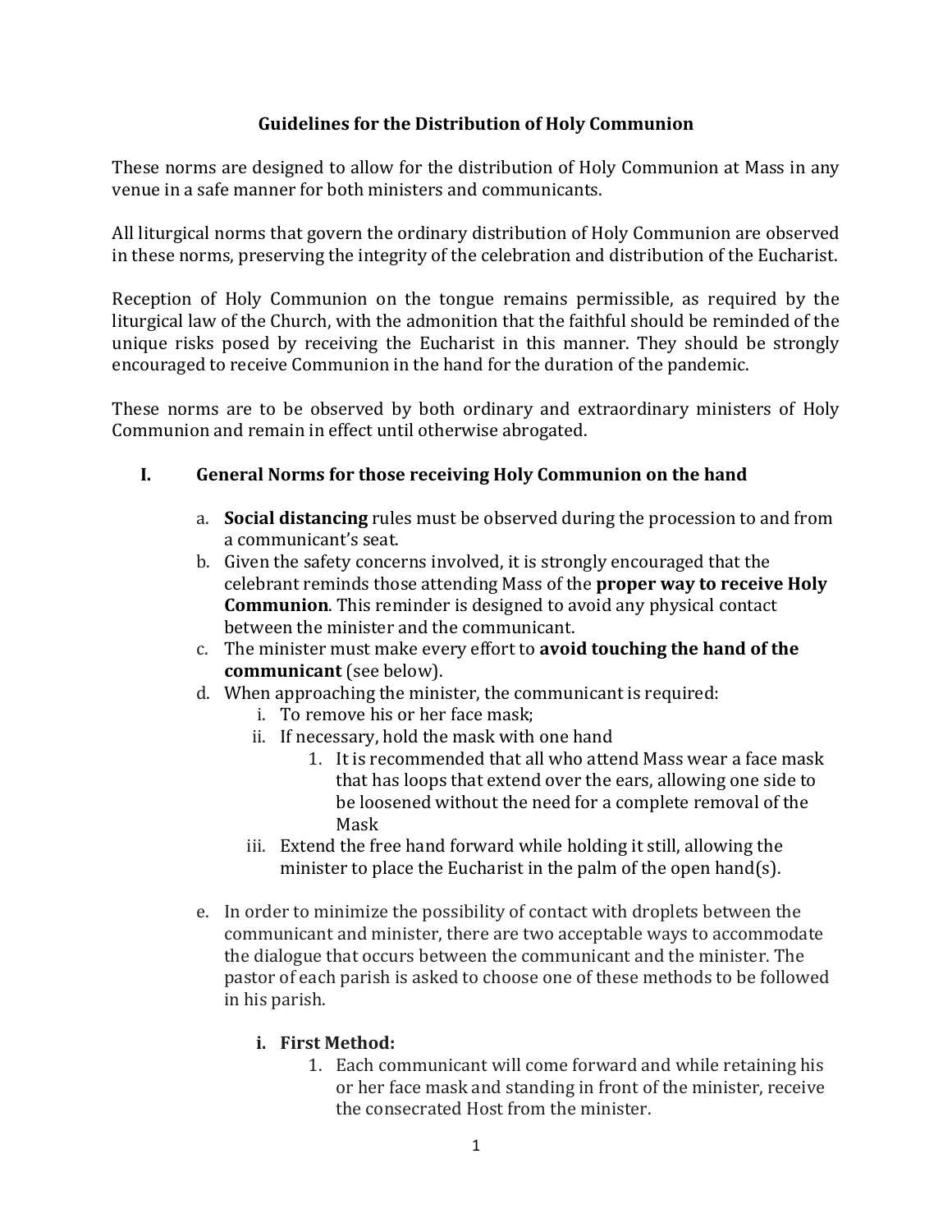# Guidelines for the Distribution of Holy Communion

These norms are designed to allow for the distribution of Holy Communion at Mass in any venue in a safe manner for both ministers and communicants.

All liturgical norms that govern the ordinary distribution of Holy Communion are observed in these norms, preserving the integrity of the celebration and distribution of the Eucharist.

Reception of Holy Communion on the tongue remains permissible, as required by the liturgical law of the Church, with the admonition that the faithful should be reminded of the unique risks posed by receiving the Eucharist in this manner. They should be strongly encouraged to receive Communion in the hand for the duration of the pandemic.

These norms are to be observed by both ordinary and extraordinary ministers of Holy Communion and remain in effect until otherwise abrogated.

## I. General Norms for those receiving Holy Communion on the hand

a. **Social distancing** rules must be observed during the procession to and from a communicant's seat.

b. Given the safety concerns involved, it is strongly encouraged that the celebrant reminds those attending Mass of the **proper way to receive Holy Communion**. This reminder is designed to avoid any physical contact between the minister and the communicant.

c. The minister must make every effort to **avoid touching the hand of the communicant** (see below).

d. When approaching the minister, the communicant is required:
   - i. To remove his or her face mask;
   - ii. If necessary, hold the mask with one hand
     1. It is recommended that all who attend Mass wear a face mask that has loops that extend over the ears, allowing one side to be loosened without the need for a complete removal of the Mask
   - iii. Extend the free hand forward while holding it still, allowing the minister to place the Eucharist in the palm of the open hand(s).

e. In order to minimize the possibility of contact with droplets between the communicant and minister, there are two acceptable ways to accommodate the dialogue that occurs between the communicant and the minister. The pastor of each parish is asked to choose one of these methods to be followed in his parish.

   - **i. First Method:**
     1. Each communicant will come forward and while retaining his or her face mask and standing in front of the minister, receive the consecrated Host from the minister.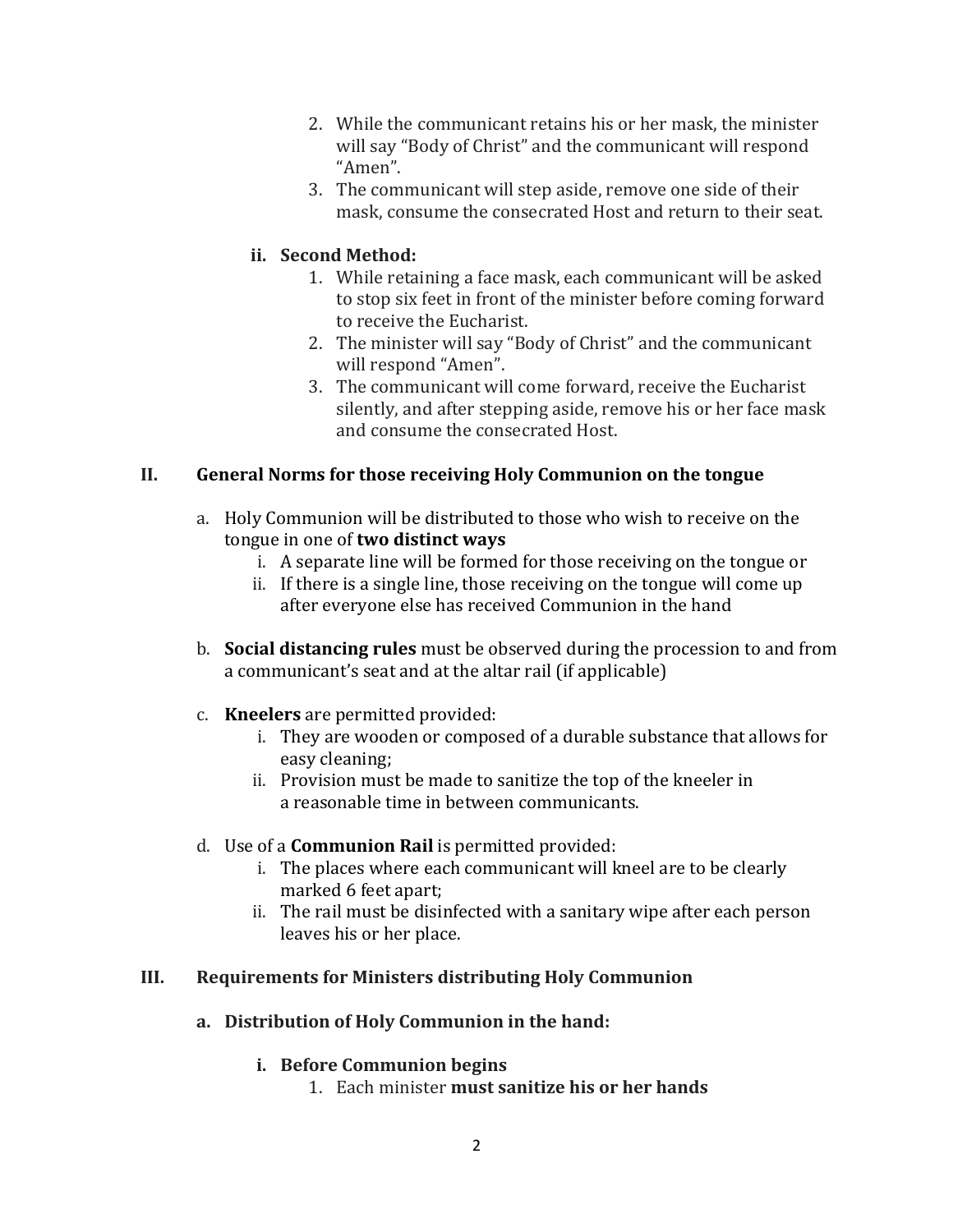2. While the communicant retains his or her mask, the minister will say "Body of Christ" and the communicant will respond "Amen".
3. The communicant will step aside, remove one side of their mask, consume the consecrated Host and return to their seat.

**ii. Second Method:**

1. While retaining a face mask, each communicant will be asked to stop six feet in front of the minister before coming forward to receive the Eucharist.
2. The minister will say "Body of Christ" and the communicant will respond "Amen".
3. The communicant will come forward, receive the Eucharist silently, and after stepping aside, remove his or her face mask and consume the consecrated Host.

## II. General Norms for those receiving Holy Communion on the tongue

a. Holy Communion will be distributed to those who wish to receive on the tongue in one of **two distinct ways**
   - i. A separate line will be formed for those receiving on the tongue or
   - ii. If there is a single line, those receiving on the tongue will come up after everyone else has received Communion in the hand

b. **Social distancing rules** must be observed during the procession to and from a communicant's seat and at the altar rail (if applicable)

c. **Kneelers** are permitted provided:
   - i. They are wooden or composed of a durable substance that allows for easy cleaning;
   - ii. Provision must be made to sanitize the top of the kneeler in a reasonable time in between communicants.

d. Use of a **Communion Rail** is permitted provided:
   - i. The places where each communicant will kneel are to be clearly marked 6 feet apart;
   - ii. The rail must be disinfected with a sanitary wipe after each person leaves his or her place.

## III. Requirements for Ministers distributing Holy Communion

### a. Distribution of Holy Communion in the hand:

**i. Before Communion begins**

1. Each minister **must sanitize his or her hands**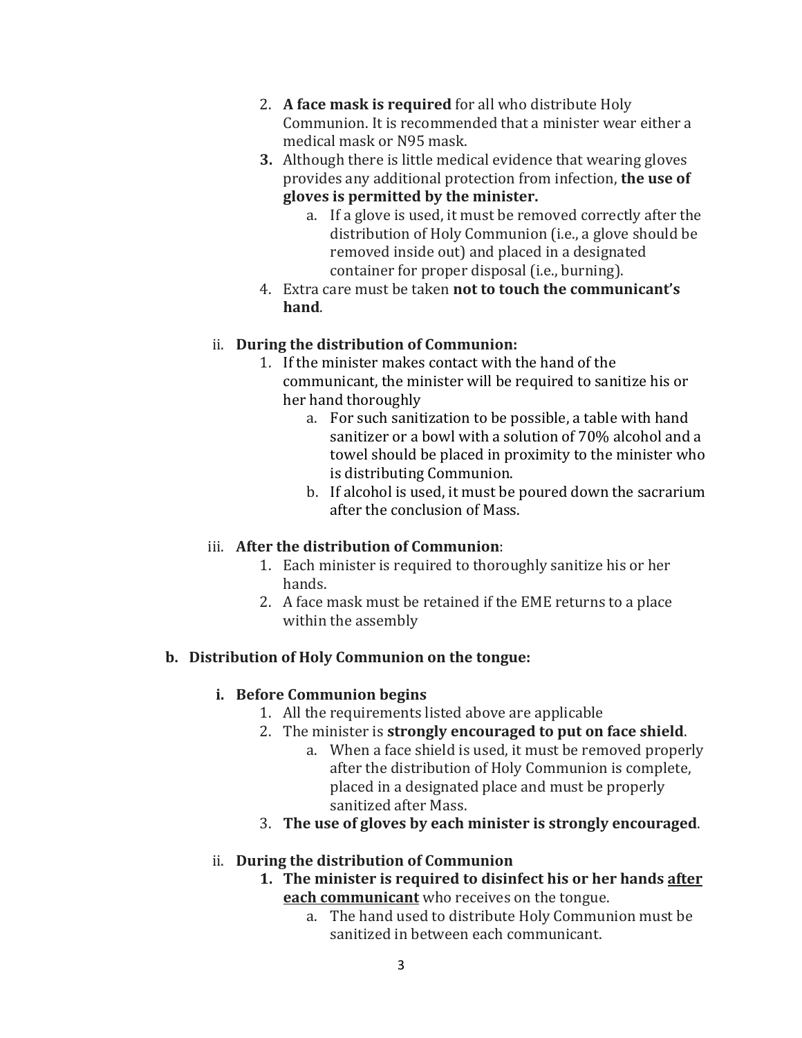2. **A face mask is required** for all who distribute Holy Communion. It is recommended that a minister wear either a medical mask or N95 mask.
3. Although there is little medical evidence that wearing gloves provides any additional protection from infection, **the use of gloves is permitted by the minister.**
    a. If a glove is used, it must be removed correctly after the distribution of Holy Communion (i.e., a glove should be removed inside out) and placed in a designated container for proper disposal (i.e., burning).
4. Extra care must be taken **not to touch the communicant's hand**.

ii. **During the distribution of Communion:**

1. If the minister makes contact with the hand of the communicant, the minister will be required to sanitize his or her hand thoroughly
    a. For such sanitization to be possible, a table with hand sanitizer or a bowl with a solution of 70% alcohol and a towel should be placed in proximity to the minister who is distributing Communion.
    b. If alcohol is used, it must be poured down the sacrarium after the conclusion of Mass.

iii. **After the distribution of Communion**:

1. Each minister is required to thoroughly sanitize his or her hands.
2. A face mask must be retained if the EME returns to a place within the assembly

**b. Distribution of Holy Communion on the tongue:**

**i. Before Communion begins**

1. All the requirements listed above are applicable
2. The minister is **strongly encouraged to put on face shield**.
    a. When a face shield is used, it must be removed properly after the distribution of Holy Communion is complete, placed in a designated place and must be properly sanitized after Mass.
3. **The use of gloves by each minister is strongly encouraged**.

ii. **During the distribution of Communion**

1. **The minister is required to disinfect his or her hands <u>after each communicant</u>** who receives on the tongue.
    a. The hand used to distribute Holy Communion must be sanitized in between each communicant.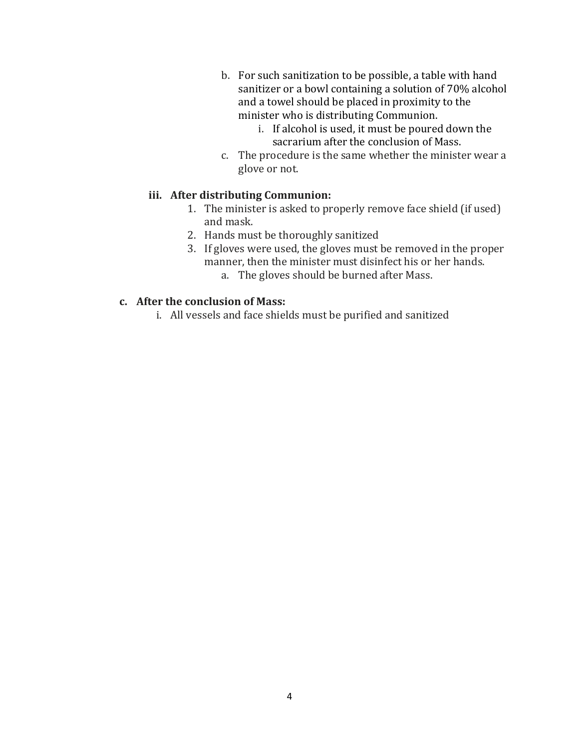b. For such sanitization to be possible, a table with hand sanitizer or a bowl containing a solution of 70% alcohol and a towel should be placed in proximity to the minister who is distributing Communion.
    i. If alcohol is used, it must be poured down the sacrarium after the conclusion of Mass.

c. The procedure is the same whether the minister wear a glove or not.

**iii. After distributing Communion:**

1. The minister is asked to properly remove face shield (if used) and mask.
2. Hands must be thoroughly sanitized
3. If gloves were used, the gloves must be removed in the proper manner, then the minister must disinfect his or her hands.
    a. The gloves should be burned after Mass.

**c. After the conclusion of Mass:**

i. All vessels and face shields must be purified and sanitized